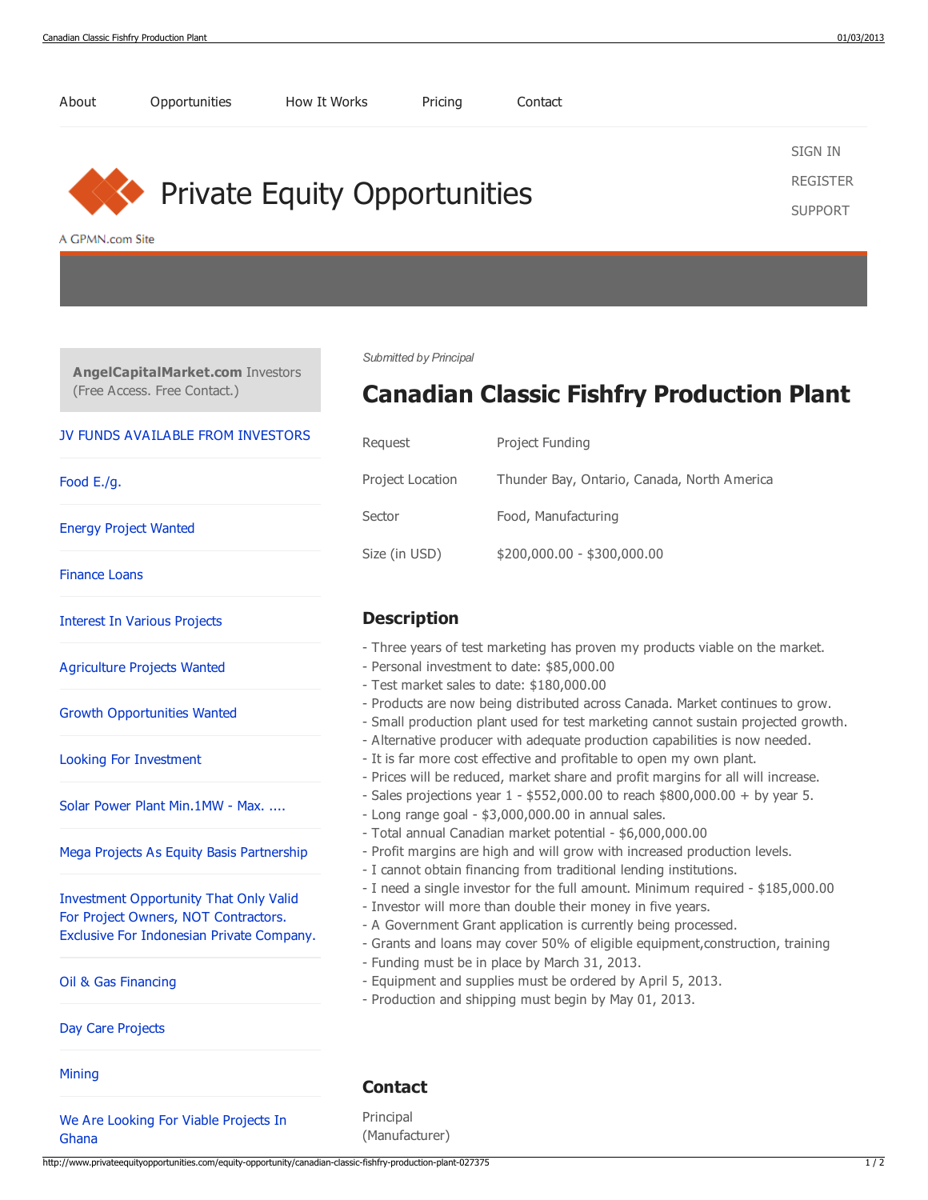About　Opportunities　How It Works　Pricing　Contact

SIGN IN
REGISTER
SUPPORT

# Private Equity Opportunities

A GPMN.com Site

**AngelCapitalMarket.com** Investors (Free Access. Free Contact.)

- JV FUNDS AVAILABLE FROM INVESTORS
- Food E./g.
- Energy Project Wanted
- Finance Loans
- Interest In Various Projects
- Agriculture Projects Wanted
- Growth Opportunities Wanted
- Looking For Investment
- Solar Power Plant Min.1MW - Max. ....
- Mega Projects As Equity Basis Partnership
- Investment Opportunity That Only Valid For Project Owners, NOT Contractors. Exclusive For Indonesian Private Company.
- Oil & Gas Financing
- Day Care Projects
- Mining
- We Are Looking For Viable Projects In Ghana

*Submitted by Principal*

# Canadian Classic Fishfry Production Plant

| | |
|---|---|
| Request | Project Funding |
| Project Location | Thunder Bay, Ontario, Canada, North America |
| Sector | Food, Manufacturing |
| Size (in USD) | $200,000.00 - $300,000.00 |

## Description

- Three years of test marketing has proven my products viable on the market.
- Personal investment to date: $85,000.00
- Test market sales to date: $180,000.00
- Products are now being distributed across Canada. Market continues to grow.
- Small production plant used for test marketing cannot sustain projected growth.
- Alternative producer with adequate production capabilities is now needed.
- It is far more cost effective and profitable to open my own plant.
- Prices will be reduced, market share and profit margins for all will increase.
- Sales projections year 1 - $552,000.00 to reach $800,000.00 + by year 5.
- Long range goal - $3,000,000.00 in annual sales.
- Total annual Canadian market potential - $6,000,000.00
- Profit margins are high and will grow with increased production levels.
- I cannot obtain financing from traditional lending institutions.
- I need a single investor for the full amount. Minimum required - $185,000.00
- Investor will more than double their money in five years.
- A Government Grant application is currently being processed.
- Grants and loans may cover 50% of eligible equipment,construction, training
- Funding must be in place by March 31, 2013.
- Equipment and supplies must be ordered by April 5, 2013.
- Production and shipping must begin by May 01, 2013.

## Contact

Principal
(Manufacturer)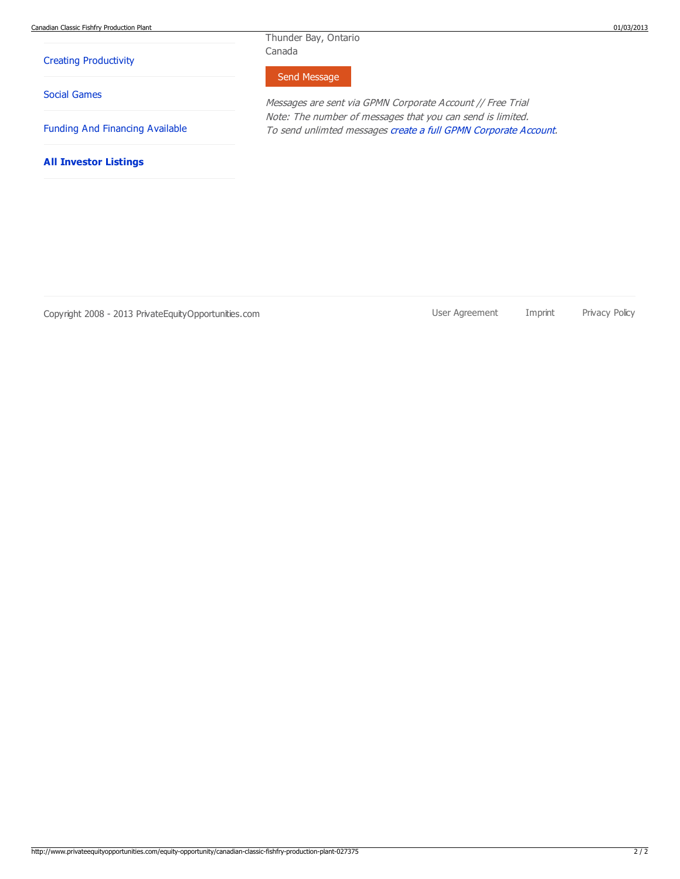- Creating Productivity
- Social Games
- Funding And Financing Available
- **All Investor Listings**

Thunder Bay, Ontario
Canada

Send Message

*Messages are sent via GPMN Corporate Account // Free Trial*
*Note: The number of messages that you can send is limited.*
*To send unlimted messages create a full GPMN Corporate Account.*

Copyright 2008 - 2013 PrivateEquityOpportunities.com

User Agreement Imprint Privacy Policy